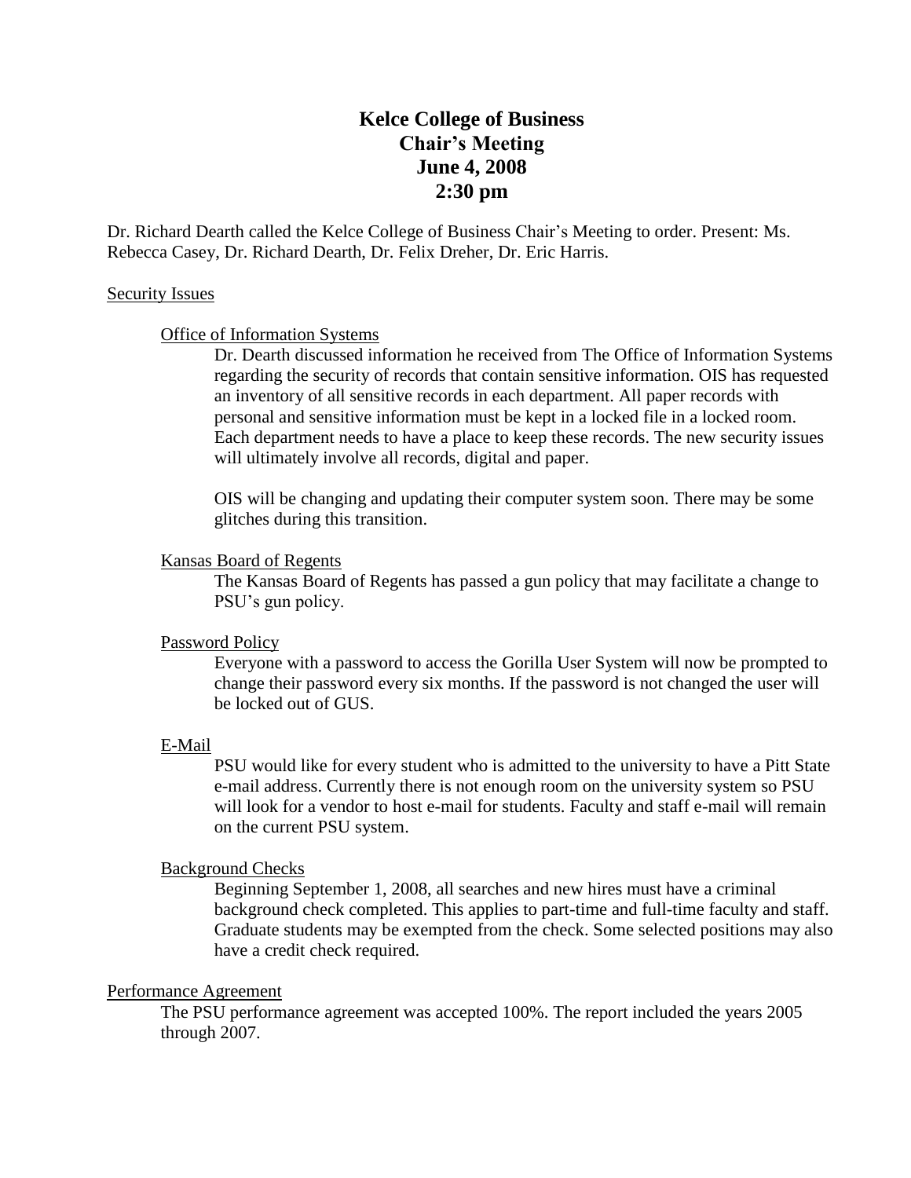# Kelce College of Business
# Chair's Meeting
# June 4, 2008
# 2:30 pm

Dr. Richard Dearth called the Kelce College of Business Chair's Meeting to order. Present: Ms. Rebecca Casey, Dr. Richard Dearth, Dr. Felix Dreher, Dr. Eric Harris.

## Security Issues

### Office of Information Systems

Dr. Dearth discussed information he received from The Office of Information Systems regarding the security of records that contain sensitive information. OIS has requested an inventory of all sensitive records in each department. All paper records with personal and sensitive information must be kept in a locked file in a locked room. Each department needs to have a place to keep these records. The new security issues will ultimately involve all records, digital and paper.

OIS will be changing and updating their computer system soon. There may be some glitches during this transition.

### Kansas Board of Regents

The Kansas Board of Regents has passed a gun policy that may facilitate a change to PSU's gun policy.

### Password Policy

Everyone with a password to access the Gorilla User System will now be prompted to change their password every six months. If the password is not changed the user will be locked out of GUS.

### E-Mail

PSU would like for every student who is admitted to the university to have a Pitt State e-mail address. Currently there is not enough room on the university system so PSU will look for a vendor to host e-mail for students. Faculty and staff e-mail will remain on the current PSU system.

### Background Checks

Beginning September 1, 2008, all searches and new hires must have a criminal background check completed. This applies to part-time and full-time faculty and staff. Graduate students may be exempted from the check. Some selected positions may also have a credit check required.

## Performance Agreement

The PSU performance agreement was accepted 100%. The report included the years 2005 through 2007.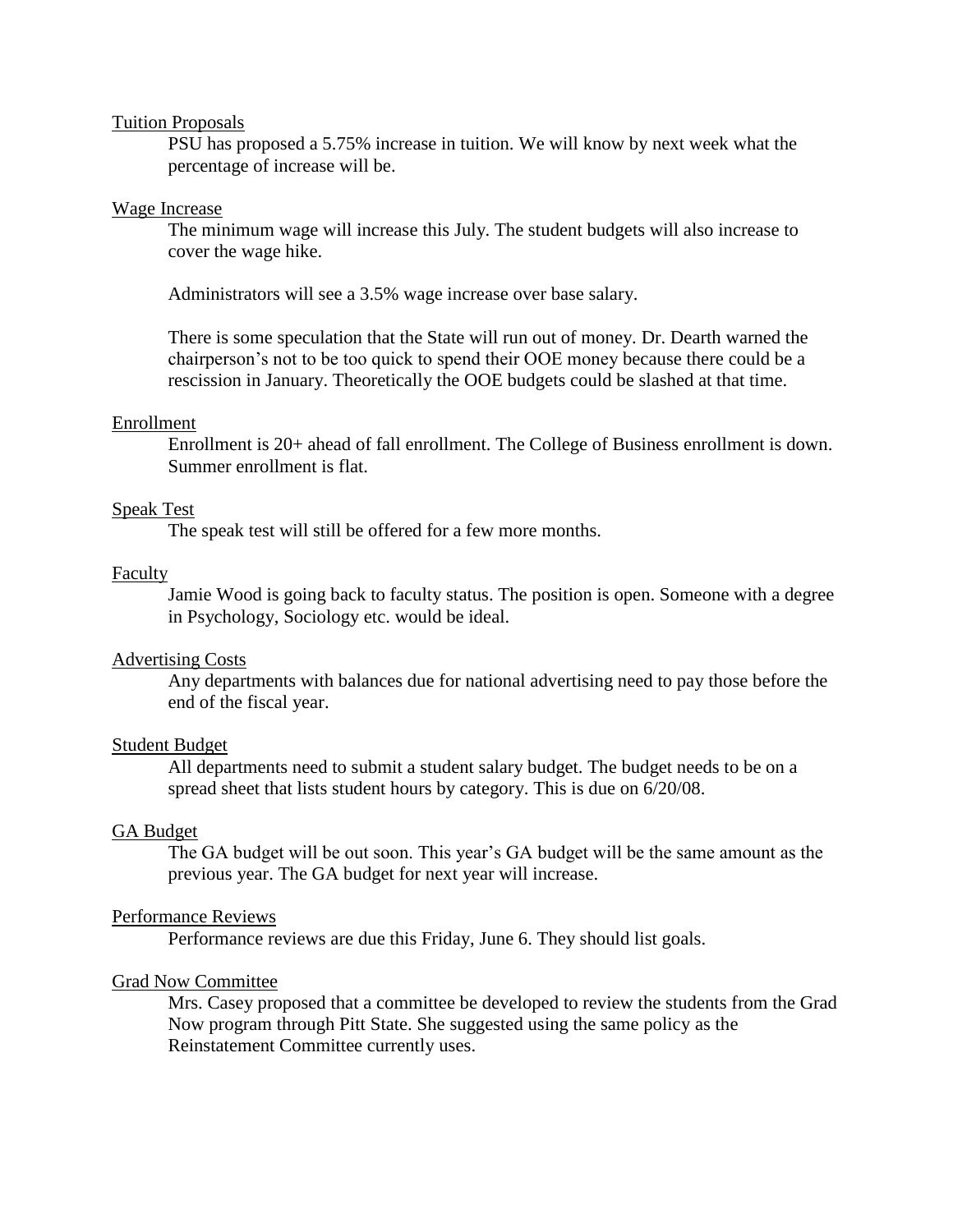<u>Tuition Proposals</u>

PSU has proposed a 5.75% increase in tuition. We will know by next week what the percentage of increase will be.

<u>Wage Increase</u>

The minimum wage will increase this July. The student budgets will also increase to cover the wage hike.

Administrators will see a 3.5% wage increase over base salary.

There is some speculation that the State will run out of money. Dr. Dearth warned the chairperson's not to be too quick to spend their OOE money because there could be a rescission in January. Theoretically the OOE budgets could be slashed at that time.

<u>Enrollment</u>

Enrollment is 20+ ahead of fall enrollment. The College of Business enrollment is down. Summer enrollment is flat.

<u>Speak Test</u>

The speak test will still be offered for a few more months.

<u>Faculty</u>

Jamie Wood is going back to faculty status. The position is open. Someone with a degree in Psychology, Sociology etc. would be ideal.

<u>Advertising Costs</u>

Any departments with balances due for national advertising need to pay those before the end of the fiscal year.

<u>Student Budget</u>

All departments need to submit a student salary budget. The budget needs to be on a spread sheet that lists student hours by category. This is due on 6/20/08.

<u>GA Budget</u>

The GA budget will be out soon. This year's GA budget will be the same amount as the previous year. The GA budget for next year will increase.

<u>Performance Reviews</u>

Performance reviews are due this Friday, June 6. They should list goals.

<u>Grad Now Committee</u>

Mrs. Casey proposed that a committee be developed to review the students from the Grad Now program through Pitt State. She suggested using the same policy as the Reinstatement Committee currently uses.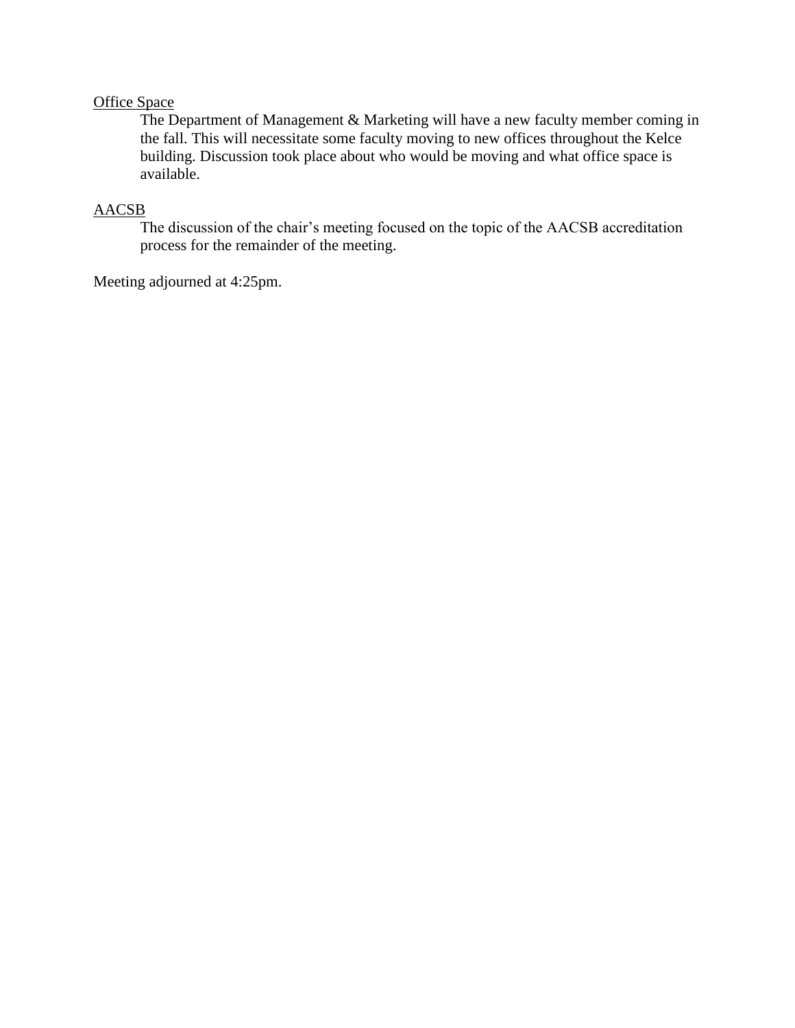<u>Office Space</u>

The Department of Management & Marketing will have a new faculty member coming in the fall. This will necessitate some faculty moving to new offices throughout the Kelce building. Discussion took place about who would be moving and what office space is available.

<u>AACSB</u>

The discussion of the chair's meeting focused on the topic of the AACSB accreditation process for the remainder of the meeting.

Meeting adjourned at 4:25pm.